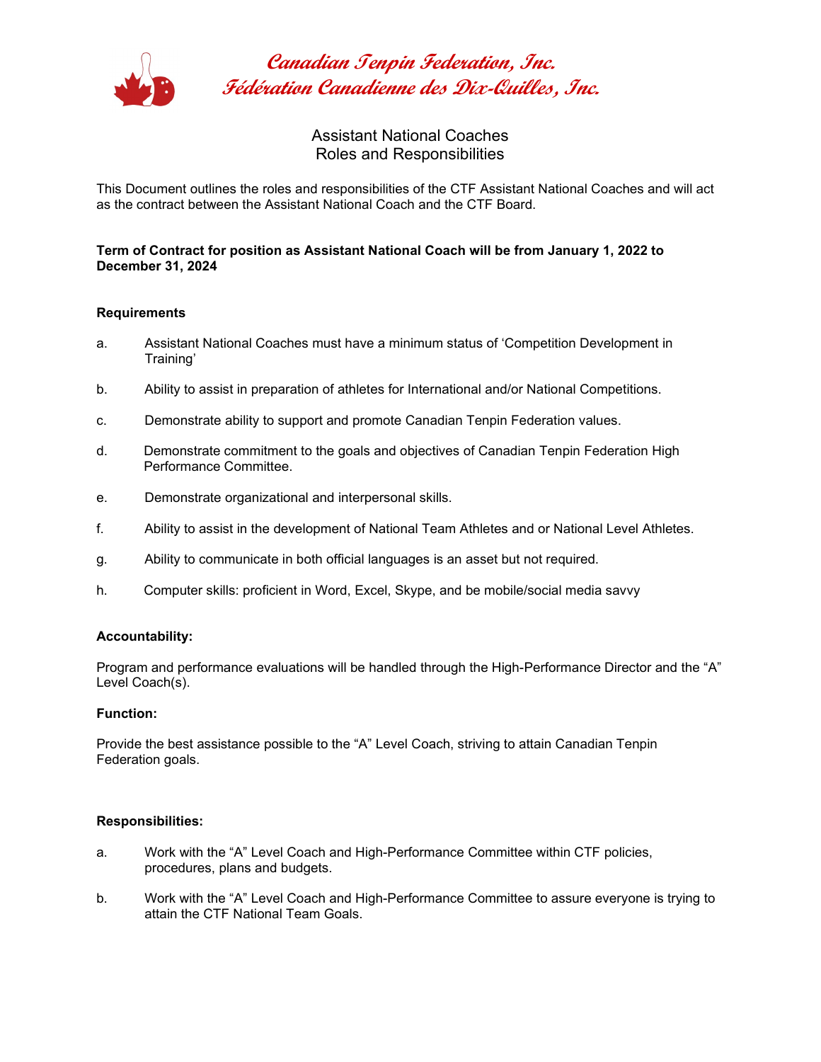# Canadian Tenpin Federation, Inc.
# Fédération Canadienne des Dix-Quilles, Inc.

## Assistant National Coaches
## Roles and Responsibilities

This Document outlines the roles and responsibilities of the CTF Assistant National Coaches and will act as the contract between the Assistant National Coach and the CTF Board.

**Term of Contract for position as Assistant National Coach will be from January 1, 2022 to December 31, 2024**

**Requirements**

a. Assistant National Coaches must have a minimum status of 'Competition Development in Training'

b. Ability to assist in preparation of athletes for International and/or National Competitions.

c. Demonstrate ability to support and promote Canadian Tenpin Federation values.

d. Demonstrate commitment to the goals and objectives of Canadian Tenpin Federation High Performance Committee.

e. Demonstrate organizational and interpersonal skills.

f. Ability to assist in the development of National Team Athletes and or National Level Athletes.

g. Ability to communicate in both official languages is an asset but not required.

h. Computer skills: proficient in Word, Excel, Skype, and be mobile/social media savvy

**Accountability:**

Program and performance evaluations will be handled through the High-Performance Director and the "A" Level Coach(s).

**Function:**

Provide the best assistance possible to the "A" Level Coach, striving to attain Canadian Tenpin Federation goals.

**Responsibilities:**

a. Work with the "A" Level Coach and High-Performance Committee within CTF policies, procedures, plans and budgets.

b. Work with the "A" Level Coach and High-Performance Committee to assure everyone is trying to attain the CTF National Team Goals.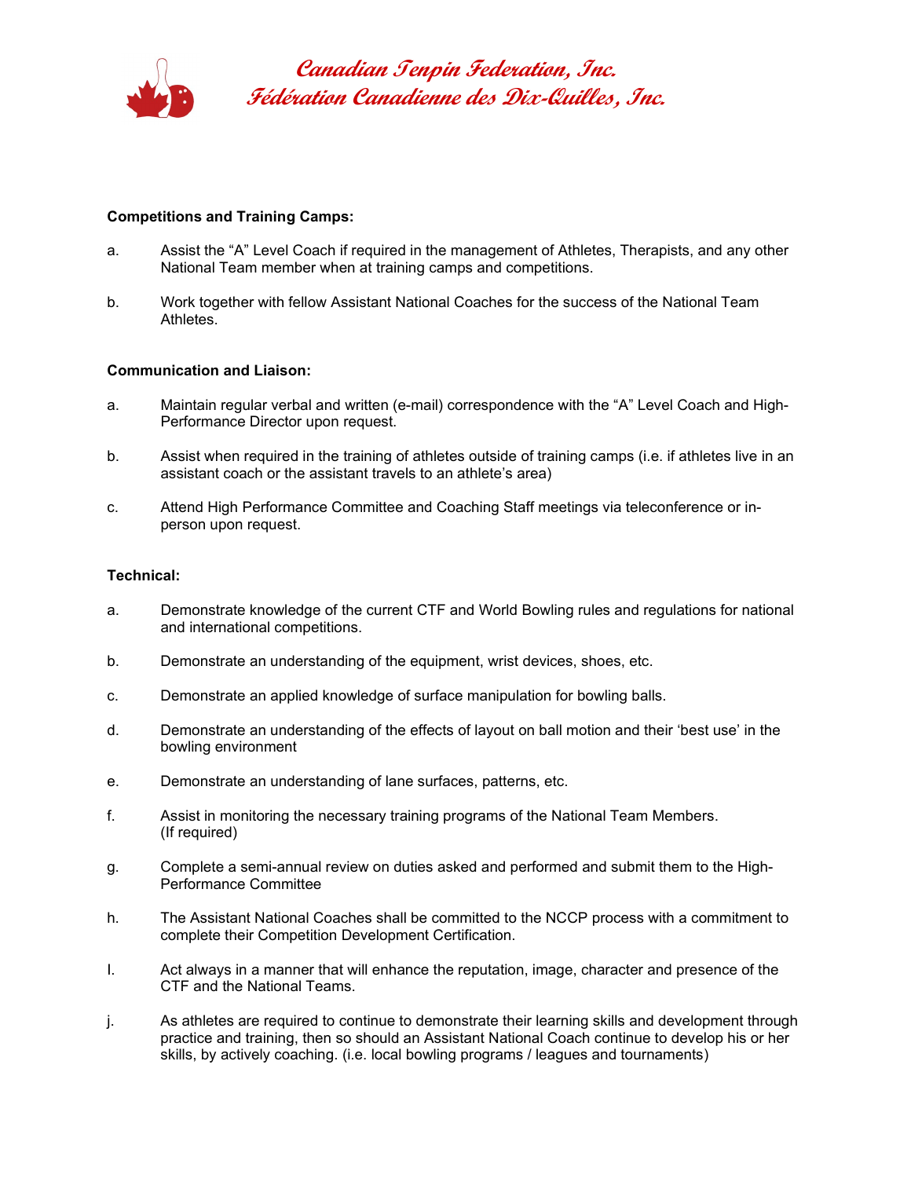**Competitions and Training Camps:**

a. Assist the “A” Level Coach if required in the management of Athletes, Therapists, and any other National Team member when at training camps and competitions.

b. Work together with fellow Assistant National Coaches for the success of the National Team Athletes.

**Communication and Liaison:**

a. Maintain regular verbal and written (e-mail) correspondence with the “A” Level Coach and High-Performance Director upon request.

b. Assist when required in the training of athletes outside of training camps (i.e. if athletes live in an assistant coach or the assistant travels to an athlete’s area)

c. Attend High Performance Committee and Coaching Staff meetings via teleconference or in-person upon request.

**Technical:**

a. Demonstrate knowledge of the current CTF and World Bowling rules and regulations for national and international competitions.

b. Demonstrate an understanding of the equipment, wrist devices, shoes, etc.

c. Demonstrate an applied knowledge of surface manipulation for bowling balls.

d. Demonstrate an understanding of the effects of layout on ball motion and their ‘best use’ in the bowling environment

e. Demonstrate an understanding of lane surfaces, patterns, etc.

f. Assist in monitoring the necessary training programs of the National Team Members. (If required)

g. Complete a semi-annual review on duties asked and performed and submit them to the High-Performance Committee

h. The Assistant National Coaches shall be committed to the NCCP process with a commitment to complete their Competition Development Certification.

I. Act always in a manner that will enhance the reputation, image, character and presence of the CTF and the National Teams.

j. As athletes are required to continue to demonstrate their learning skills and development through practice and training, then so should an Assistant National Coach continue to develop his or her skills, by actively coaching. (i.e. local bowling programs / leagues and tournaments)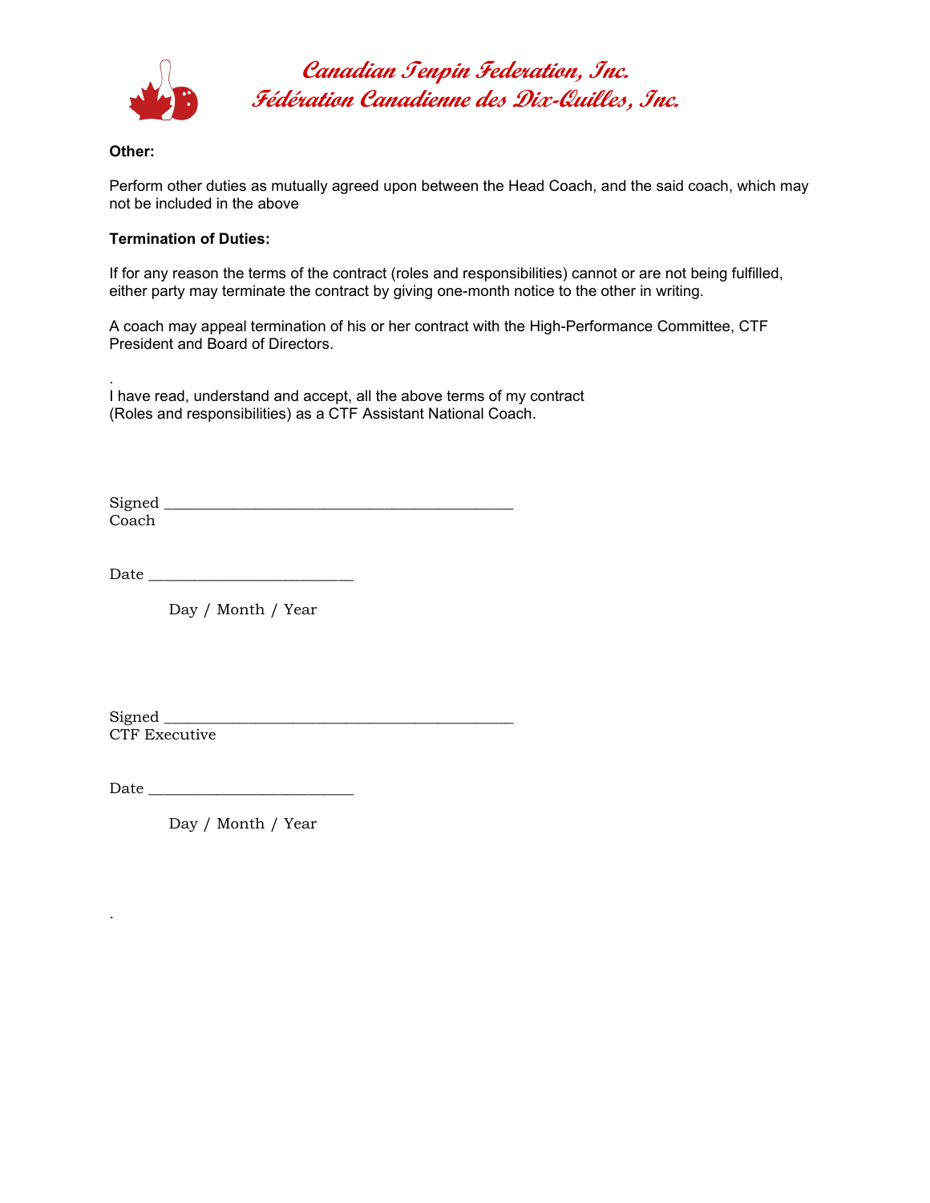**Other:**

Perform other duties as mutually agreed upon between the Head Coach, and the said coach, which may not be included in the above

**Termination of Duties:**

If for any reason the terms of the contract (roles and responsibilities) cannot or are not being fulfilled, either party may terminate the contract by giving one-month notice to the other in writing.

A coach may appeal termination of his or her contract with the High-Performance Committee, CTF President and Board of Directors.

.

I have read, understand and accept, all the above terms of my contract (Roles and responsibilities) as a CTF Assistant National Coach.

Signed ___________________________________________
Coach

Date ________________________

Day / Month / Year

Signed ___________________________________________
CTF Executive

Date ________________________

Day / Month / Year

.